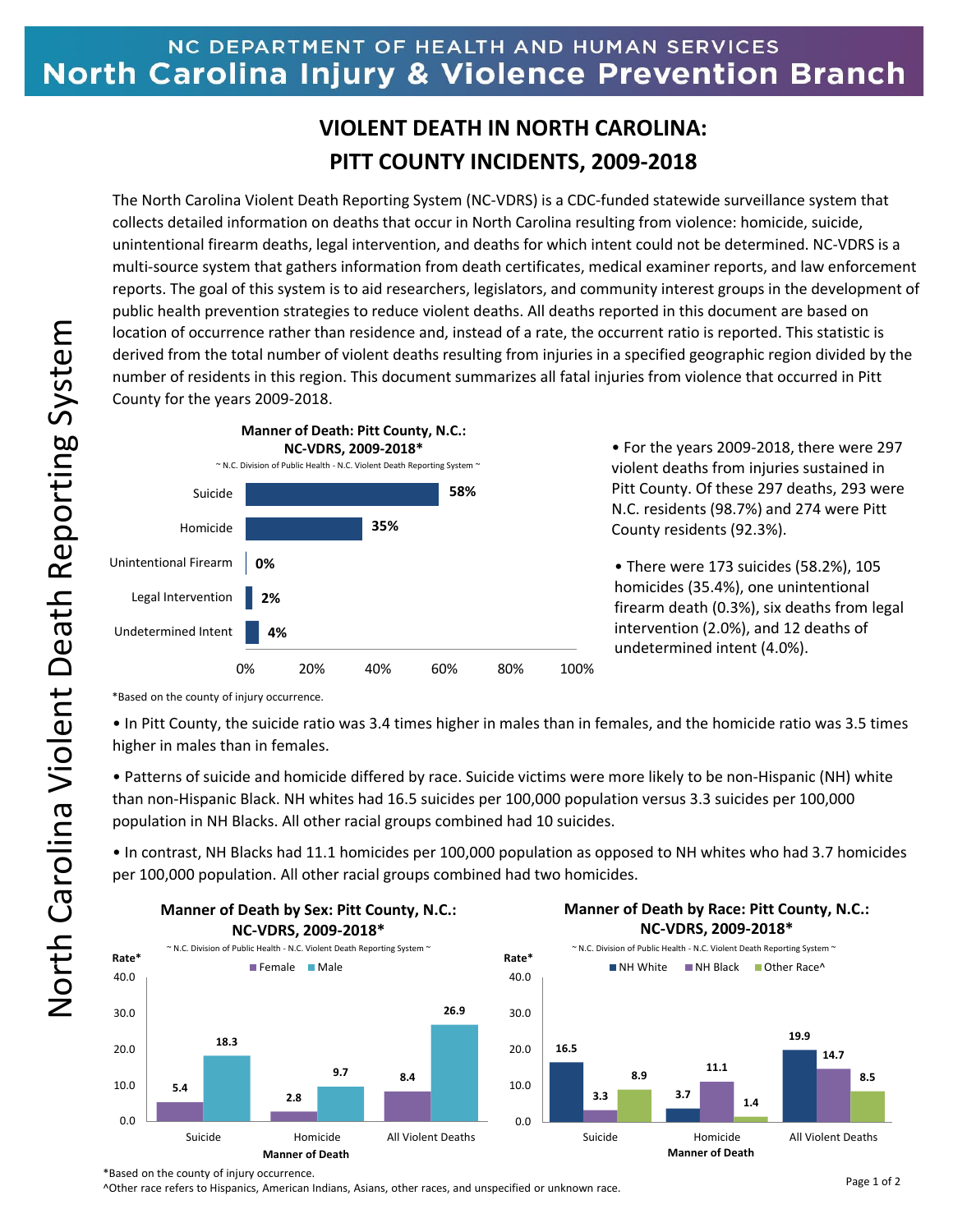# VIOLENT DEATH IN NORTH CAROLINA: PITT COUNTY INCIDENTS, 2009-2018

The North Carolina Violent Death Reporting System (NC-VDRS) is a CDC-funded statewide surveillance system that collects detailed information on deaths that occur in North Carolina resulting from violence: homicide, suicide, unintentional firearm deaths, legal intervention, and deaths for which intent could not be determined. NC-VDRS is a multi-source system that gathers information from death certificates, medical examiner reports, and law enforcement reports. The goal of this system is to aid researchers, legislators, and community interest groups in the development of public health prevention strategies to reduce violent deaths. All deaths reported in this document are based on location of occurrence rather than residence and, instead of a rate, the occurrent ratio is reported. This statistic is derived from the total number of violent deaths resulting from injuries in a specified geographic region divided by the number of residents in this region. This document summarizes all fatal injuries from violence that occurred in Pitt County for the years 2009-2018.

**Manner of Death: Pitt County, N.C.: NC-VDRS, 2009-2018***

~ N.C. Division of Public Health - N.C. Violent Death Reporting System ~

| Manner of Death | Percent |
|---|---|
| Suicide | 58% |
| Homicide | 35% |
| Unintentional Firearm | 0% |
| Legal Intervention | 2% |
| Undetermined Intent | 4% |

*Based on the county of injury occurrence.

- For the years 2009-2018, there were 297 violent deaths from injuries sustained in Pitt County. Of these 297 deaths, 293 were N.C. residents (98.7%) and 274 were Pitt County residents (92.3%).
- There were 173 suicides (58.2%), 105 homicides (35.4%), one unintentional firearm death (0.3%), six deaths from legal intervention (2.0%), and 12 deaths of undetermined intent (4.0%).

- In Pitt County, the suicide ratio was 3.4 times higher in males than in females, and the homicide ratio was 3.5 times higher in males than in females.
- Patterns of suicide and homicide differed by race. Suicide victims were more likely to be non-Hispanic (NH) white than non-Hispanic Black. NH whites had 16.5 suicides per 100,000 population versus 3.3 suicides per 100,000 population in NH Blacks. All other racial groups combined had 10 suicides.
- In contrast, NH Blacks had 11.1 homicides per 100,000 population as opposed to NH whites who had 3.7 homicides per 100,000 population. All other racial groups combined had two homicides.

**Manner of Death by Sex: Pitt County, N.C.: NC-VDRS, 2009-2018***

~ N.C. Division of Public Health - N.C. Violent Death Reporting System ~

| Manner of Death | Female (Rate*) | Male (Rate*) |
|---|---|---|
| Suicide | 5.4 | 18.3 |
| Homicide | 2.8 | 9.7 |
| All Violent Deaths | 8.4 | 26.9 |

**Manner of Death by Race: Pitt County, N.C.: NC-VDRS, 2009-2018***

~ N.C. Division of Public Health - N.C. Violent Death Reporting System ~

| Manner of Death | NH White (Rate*) | NH Black (Rate*) | Other Race^ (Rate*) |
|---|---|---|---|
| Suicide | 16.5 | 3.3 | 8.9 |
| Homicide | 3.7 | 11.1 | 1.4 |
| All Violent Deaths | 19.9 | 14.7 | 8.5 |

*Based on the county of injury occurrence.

^Other race refers to Hispanics, American Indians, Asians, other races, and unspecified or unknown race.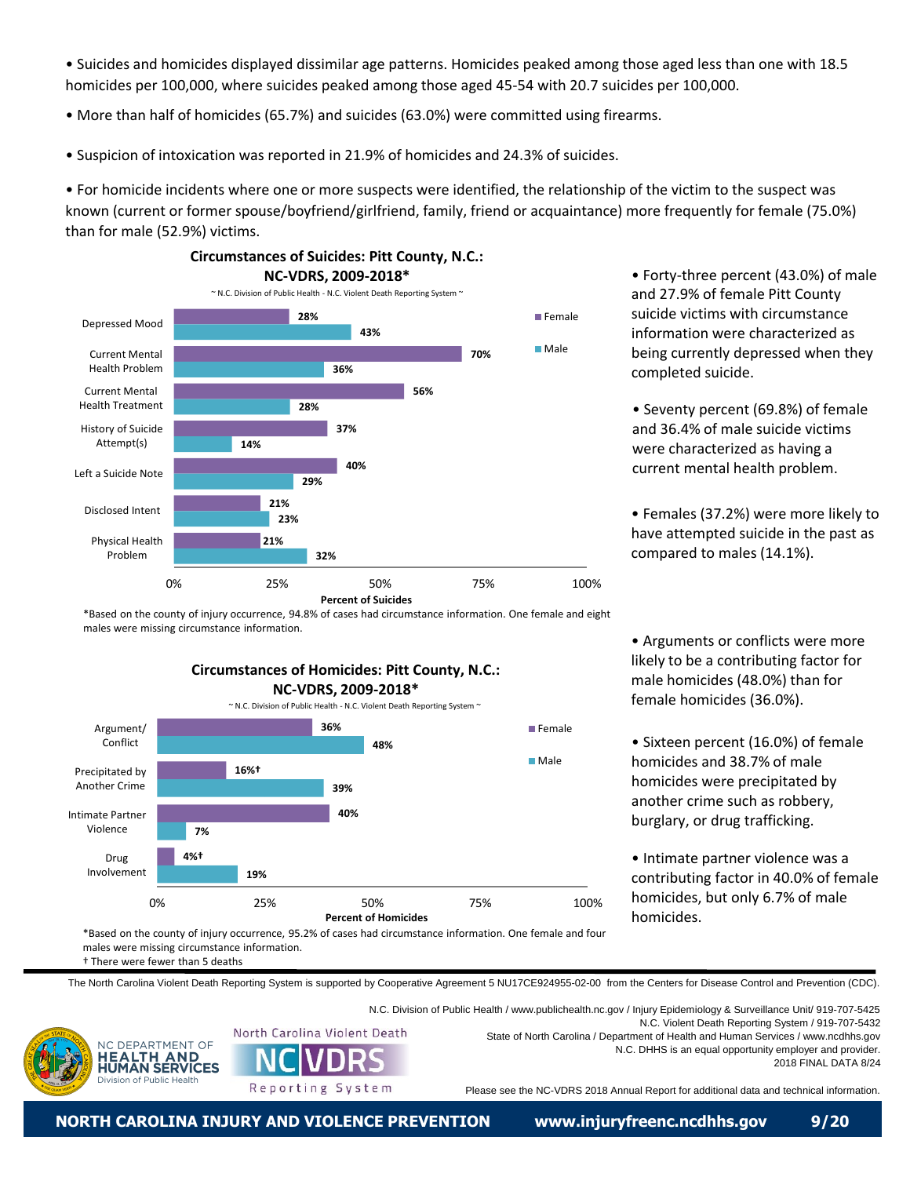- Suicides and homicides displayed dissimilar age patterns. Homicides peaked among those aged less than one with 18.5 homicides per 100,000, where suicides peaked among those aged 45-54 with 20.7 suicides per 100,000.

- More than half of homicides (65.7%) and suicides (63.0%) were committed using firearms.

- Suspicion of intoxication was reported in 21.9% of homicides and 24.3% of suicides.

- For homicide incidents where one or more suspects were identified, the relationship of the victim to the suspect was known (current or former spouse/boyfriend/girlfriend, family, friend or acquaintance) more frequently for female (75.0%) than for male (52.9%) victims.

**Circumstances of Suicides: Pitt County, N.C.: NC-VDRS, 2009-2018***

~ N.C. Division of Public Health - N.C. Violent Death Reporting System ~

Female
Male

Depressed Mood: 28%, 43%
Current Mental Health Problem: 70%, 36%
Current Mental Health Treatment: 56%, 28%
History of Suicide Attempt(s): 37%, 14%
Left a Suicide Note: 40%, 29%
Disclosed Intent: 21%, 23%
Physical Health Problem: 21%, 32%

0% 25% 50% 75% 100%
Percent of Suicides

*Based on the county of injury occurrence, 94.8% of cases had circumstance information. One female and eight males were missing circumstance information.

- Forty-three percent (43.0%) of male and 27.9% of female Pitt County suicide victims with circumstance information were characterized as being currently depressed when they completed suicide.

- Seventy percent (69.8%) of female and 36.4% of male suicide victims were characterized as having a current mental health problem.

- Females (37.2%) were more likely to have attempted suicide in the past as compared to males (14.1%).

**Circumstances of Homicides: Pitt County, N.C.: NC-VDRS, 2009-2018***

~ N.C. Division of Public Health - N.C. Violent Death Reporting System ~

Female
Male

Argument/ Conflict: 36%, 48%
Precipitated by Another Crime: 16%†, 39%
Intimate Partner Violence: 40%, 7%
Drug Involvement: 4%†, 19%

0% 25% 50% 75% 100%
Percent of Homicides

*Based on the county of injury occurrence, 95.2% of cases had circumstance information. One female and four males were missing circumstance information.
† There were fewer than 5 deaths

- Arguments or conflicts were more likely to be a contributing factor for male homicides (48.0%) than for female homicides (36.0%).

- Sixteen percent (16.0%) of female homicides and 38.7% of male homicides were precipitated by another crime such as robbery, burglary, or drug trafficking.

- Intimate partner violence was a contributing factor in 40.0% of female homicides, but only 6.7% of male homicides.

The North Carolina Violent Death Reporting System is supported by Cooperative Agreement 5 NU17CE924955-02-00 from the Centers for Disease Control and Prevention (CDC).

N.C. Division of Public Health / www.publichealth.nc.gov / Injury Epidemiology & Surveillance Unit/ 919-707-5425
N.C. Violent Death Reporting System / 919-707-5432
State of North Carolina / Department of Health and Human Services / www.ncdhhs.gov
N.C. DHHS is an equal opportunity employer and provider.
2018 FINAL DATA 8/24

Please see the NC-VDRS 2018 Annual Report for additional data and technical information.